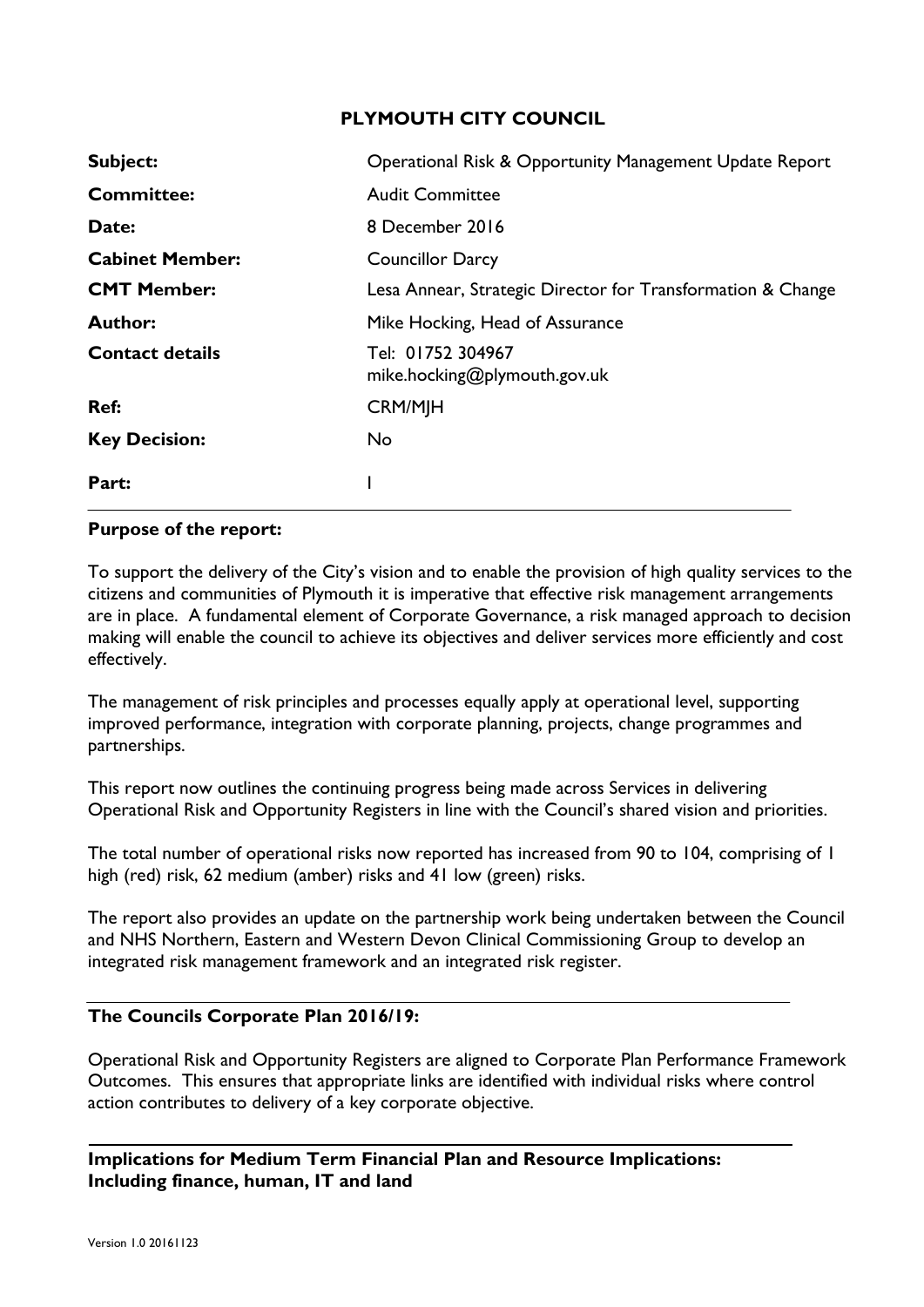# PLYMOUTH CITY COUNCIL

| | |
|---|---|
| **Subject:** | Operational Risk & Opportunity Management Update Report |
| **Committee:** | Audit Committee |
| **Date:** | 8 December 2016 |
| **Cabinet Member:** | Councillor Darcy |
| **CMT Member:** | Lesa Annear, Strategic Director for Transformation & Change |
| **Author:** | Mike Hocking, Head of Assurance |
| **Contact details** | Tel: 01752 304967<br>mike.hocking@plymouth.gov.uk |
| **Ref:** | CRM/MJH |
| **Key Decision:** | No |
| **Part:** | I |

**Purpose of the report:**

To support the delivery of the City's vision and to enable the provision of high quality services to the citizens and communities of Plymouth it is imperative that effective risk management arrangements are in place. A fundamental element of Corporate Governance, a risk managed approach to decision making will enable the council to achieve its objectives and deliver services more efficiently and cost effectively.

The management of risk principles and processes equally apply at operational level, supporting improved performance, integration with corporate planning, projects, change programmes and partnerships.

This report now outlines the continuing progress being made across Services in delivering Operational Risk and Opportunity Registers in line with the Council's shared vision and priorities.

The total number of operational risks now reported has increased from 90 to 104, comprising of 1 high (red) risk, 62 medium (amber) risks and 41 low (green) risks.

The report also provides an update on the partnership work being undertaken between the Council and NHS Northern, Eastern and Western Devon Clinical Commissioning Group to develop an integrated risk management framework and an integrated risk register.

**The Councils Corporate Plan 2016/19:**

Operational Risk and Opportunity Registers are aligned to Corporate Plan Performance Framework Outcomes. This ensures that appropriate links are identified with individual risks where control action contributes to delivery of a key corporate objective.

**Implications for Medium Term Financial Plan and Resource Implications: Including finance, human, IT and land**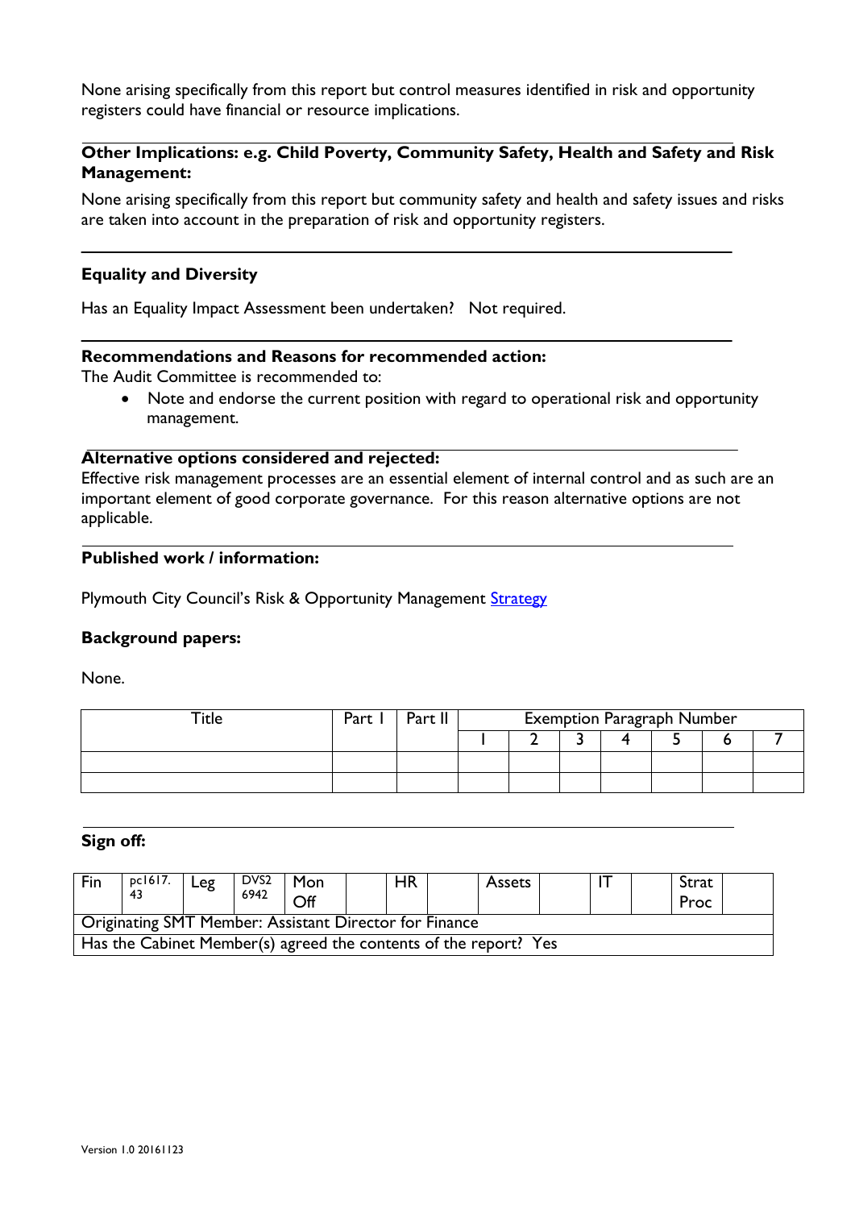None arising specifically from this report but control measures identified in risk and opportunity registers could have financial or resource implications.

**Other Implications: e.g. Child Poverty, Community Safety, Health and Safety and Risk Management:**

None arising specifically from this report but community safety and health and safety issues and risks are taken into account in the preparation of risk and opportunity registers.

**Equality and Diversity**

Has an Equality Impact Assessment been undertaken? Not required.

**Recommendations and Reasons for recommended action:**

The Audit Committee is recommended to:

- Note and endorse the current position with regard to operational risk and opportunity management.

**Alternative options considered and rejected:**

Effective risk management processes are an essential element of internal control and as such are an important element of good corporate governance. For this reason alternative options are not applicable.

**Published work / information:**

Plymouth City Council's Risk & Opportunity Management Strategy

**Background papers:**

None.

| Title | Part I | Part II | Exemption Paragraph Number | | | | | | |
|---|---|---|---|---|---|---|---|---|---|
| | | | 1 | 2 | 3 | 4 | 5 | 6 | 7 |
| | | | | | | | | | |
| | | | | | | | | | |

**Sign off:**

| Fin | pc1617.43 | Leg | DVS26942 | Mon Off | | HR | | Assets | | IT | | Strat Proc | |
|---|---|---|---|---|---|---|---|---|---|---|---|---|---|
| Originating SMT Member: Assistant Director for Finance | | | | | | | | | | | | | |
| Has the Cabinet Member(s) agreed the contents of the report? Yes | | | | | | | | | | | | | |

Version 1.0 20161123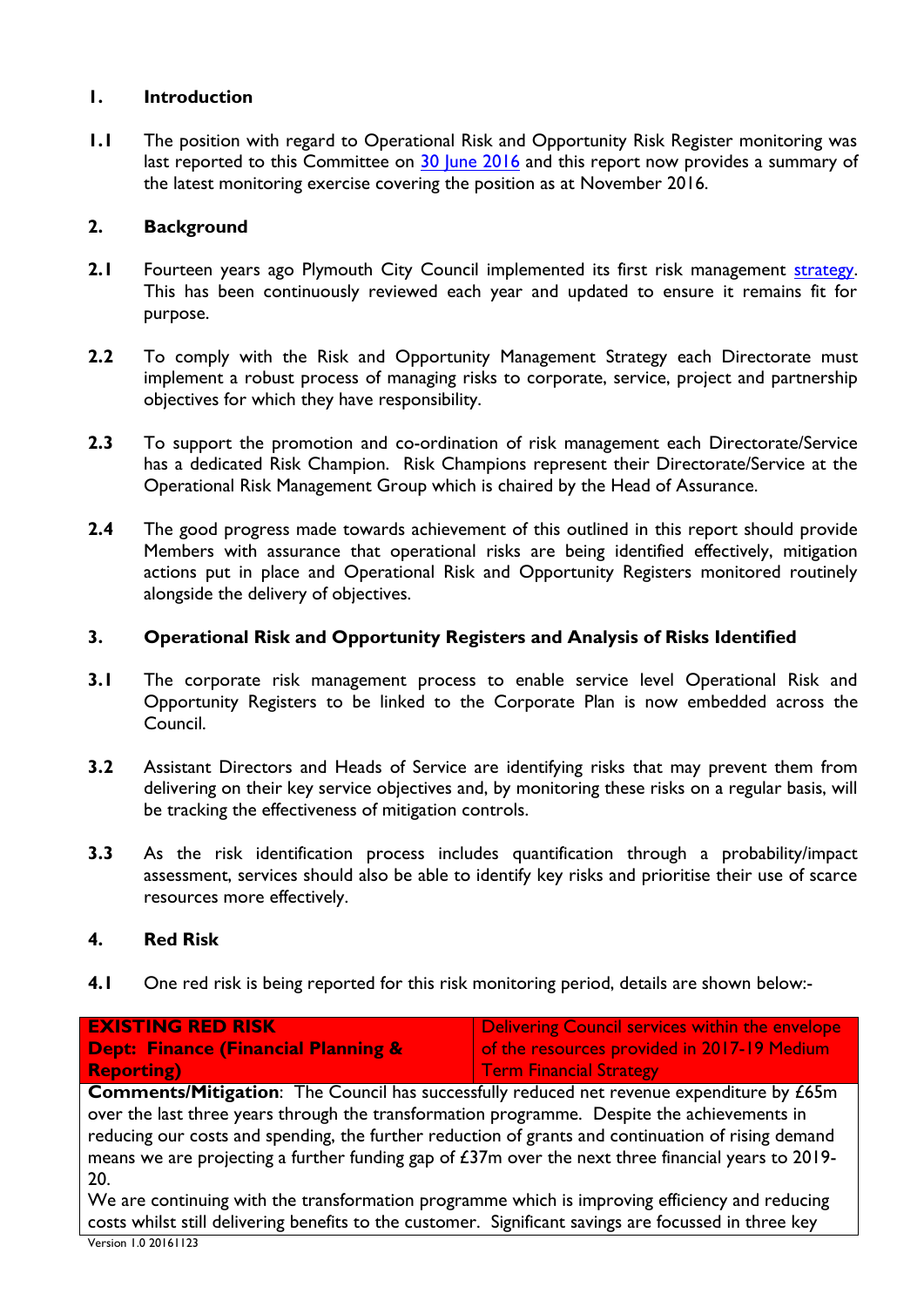## 1. Introduction

**1.1** The position with regard to Operational Risk and Opportunity Risk Register monitoring was last reported to this Committee on 30 June 2016 and this report now provides a summary of the latest monitoring exercise covering the position as at November 2016.

## 2. Background

**2.1** Fourteen years ago Plymouth City Council implemented its first risk management strategy. This has been continuously reviewed each year and updated to ensure it remains fit for purpose.

**2.2** To comply with the Risk and Opportunity Management Strategy each Directorate must implement a robust process of managing risks to corporate, service, project and partnership objectives for which they have responsibility.

**2.3** To support the promotion and co-ordination of risk management each Directorate/Service has a dedicated Risk Champion. Risk Champions represent their Directorate/Service at the Operational Risk Management Group which is chaired by the Head of Assurance.

**2.4** The good progress made towards achievement of this outlined in this report should provide Members with assurance that operational risks are being identified effectively, mitigation actions put in place and Operational Risk and Opportunity Registers monitored routinely alongside the delivery of objectives.

## 3. Operational Risk and Opportunity Registers and Analysis of Risks Identified

**3.1** The corporate risk management process to enable service level Operational Risk and Opportunity Registers to be linked to the Corporate Plan is now embedded across the Council.

**3.2** Assistant Directors and Heads of Service are identifying risks that may prevent them from delivering on their key service objectives and, by monitoring these risks on a regular basis, will be tracking the effectiveness of mitigation controls.

**3.3** As the risk identification process includes quantification through a probability/impact assessment, services should also be able to identify key risks and prioritise their use of scarce resources more effectively.

## 4. Red Risk

**4.1** One red risk is being reported for this risk monitoring period, details are shown below:-

| **EXISTING RED RISK**<br>**Dept: Finance (Financial Planning & Reporting)** | Delivering Council services within the envelope of the resources provided in 2017-19 Medium Term Financial Strategy |
|---|---|
| **Comments/Mitigation**: The Council has successfully reduced net revenue expenditure by £65m over the last three years through the transformation programme. Despite the achievements in reducing our costs and spending, the further reduction of grants and continuation of rising demand means we are projecting a further funding gap of £37m over the next three financial years to 2019-20.<br>We are continuing with the transformation programme which is improving efficiency and reducing costs whilst still delivering benefits to the customer. Significant savings are focussed in three key | |

Version 1.0 20161123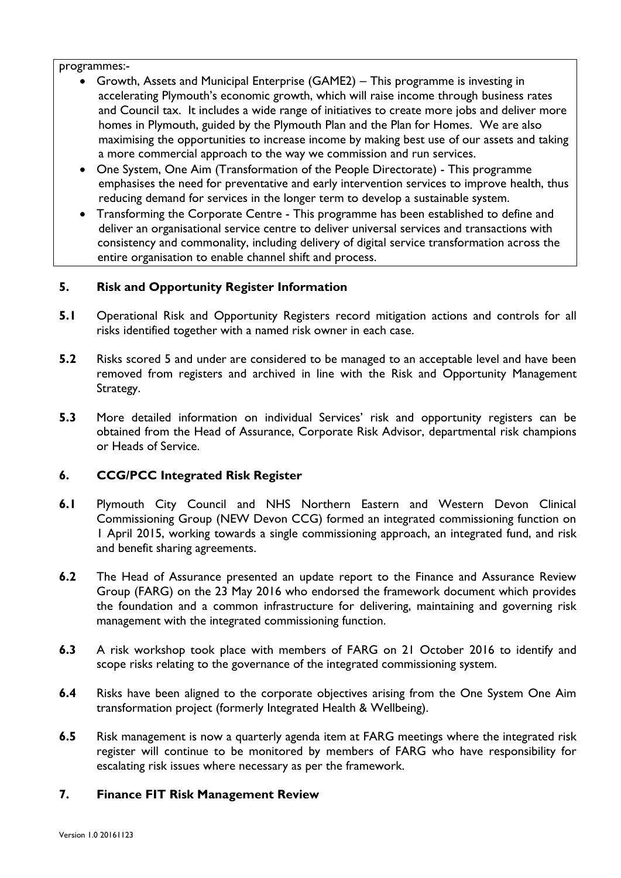programmes:-

- Growth, Assets and Municipal Enterprise (GAME2) – This programme is investing in accelerating Plymouth's economic growth, which will raise income through business rates and Council tax. It includes a wide range of initiatives to create more jobs and deliver more homes in Plymouth, guided by the Plymouth Plan and the Plan for Homes. We are also maximising the opportunities to increase income by making best use of our assets and taking a more commercial approach to the way we commission and run services.
- One System, One Aim (Transformation of the People Directorate) - This programme emphasises the need for preventative and early intervention services to improve health, thus reducing demand for services in the longer term to develop a sustainable system.
- Transforming the Corporate Centre - This programme has been established to define and deliver an organisational service centre to deliver universal services and transactions with consistency and commonality, including delivery of digital service transformation across the entire organisation to enable channel shift and process.

## 5. Risk and Opportunity Register Information

**5.1** Operational Risk and Opportunity Registers record mitigation actions and controls for all risks identified together with a named risk owner in each case.

**5.2** Risks scored 5 and under are considered to be managed to an acceptable level and have been removed from registers and archived in line with the Risk and Opportunity Management Strategy.

**5.3** More detailed information on individual Services' risk and opportunity registers can be obtained from the Head of Assurance, Corporate Risk Advisor, departmental risk champions or Heads of Service.

## 6. CCG/PCC Integrated Risk Register

**6.1** Plymouth City Council and NHS Northern Eastern and Western Devon Clinical Commissioning Group (NEW Devon CCG) formed an integrated commissioning function on 1 April 2015, working towards a single commissioning approach, an integrated fund, and risk and benefit sharing agreements.

**6.2** The Head of Assurance presented an update report to the Finance and Assurance Review Group (FARG) on the 23 May 2016 who endorsed the framework document which provides the foundation and a common infrastructure for delivering, maintaining and governing risk management with the integrated commissioning function.

**6.3** A risk workshop took place with members of FARG on 21 October 2016 to identify and scope risks relating to the governance of the integrated commissioning system.

**6.4** Risks have been aligned to the corporate objectives arising from the One System One Aim transformation project (formerly Integrated Health & Wellbeing).

**6.5** Risk management is now a quarterly agenda item at FARG meetings where the integrated risk register will continue to be monitored by members of FARG who have responsibility for escalating risk issues where necessary as per the framework.

## 7. Finance FIT Risk Management Review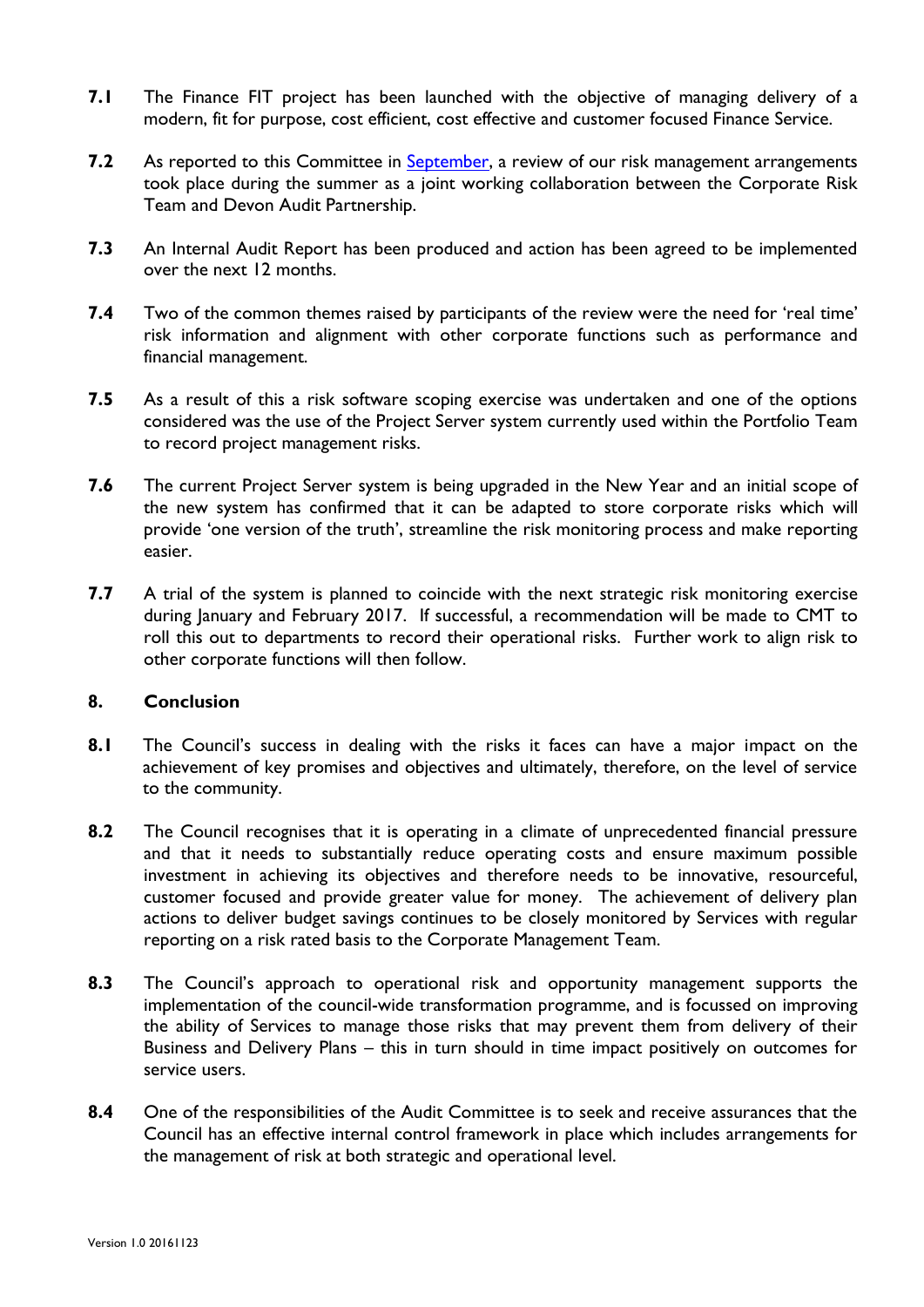**7.1** The Finance FIT project has been launched with the objective of managing delivery of a modern, fit for purpose, cost efficient, cost effective and customer focused Finance Service.

**7.2** As reported to this Committee in September, a review of our risk management arrangements took place during the summer as a joint working collaboration between the Corporate Risk Team and Devon Audit Partnership.

**7.3** An Internal Audit Report has been produced and action has been agreed to be implemented over the next 12 months.

**7.4** Two of the common themes raised by participants of the review were the need for 'real time' risk information and alignment with other corporate functions such as performance and financial management.

**7.5** As a result of this a risk software scoping exercise was undertaken and one of the options considered was the use of the Project Server system currently used within the Portfolio Team to record project management risks.

**7.6** The current Project Server system is being upgraded in the New Year and an initial scope of the new system has confirmed that it can be adapted to store corporate risks which will provide 'one version of the truth', streamline the risk monitoring process and make reporting easier.

**7.7** A trial of the system is planned to coincide with the next strategic risk monitoring exercise during January and February 2017. If successful, a recommendation will be made to CMT to roll this out to departments to record their operational risks. Further work to align risk to other corporate functions will then follow.

## 8. Conclusion

**8.1** The Council's success in dealing with the risks it faces can have a major impact on the achievement of key promises and objectives and ultimately, therefore, on the level of service to the community.

**8.2** The Council recognises that it is operating in a climate of unprecedented financial pressure and that it needs to substantially reduce operating costs and ensure maximum possible investment in achieving its objectives and therefore needs to be innovative, resourceful, customer focused and provide greater value for money. The achievement of delivery plan actions to deliver budget savings continues to be closely monitored by Services with regular reporting on a risk rated basis to the Corporate Management Team.

**8.3** The Council's approach to operational risk and opportunity management supports the implementation of the council-wide transformation programme, and is focussed on improving the ability of Services to manage those risks that may prevent them from delivery of their Business and Delivery Plans – this in turn should in time impact positively on outcomes for service users.

**8.4** One of the responsibilities of the Audit Committee is to seek and receive assurances that the Council has an effective internal control framework in place which includes arrangements for the management of risk at both strategic and operational level.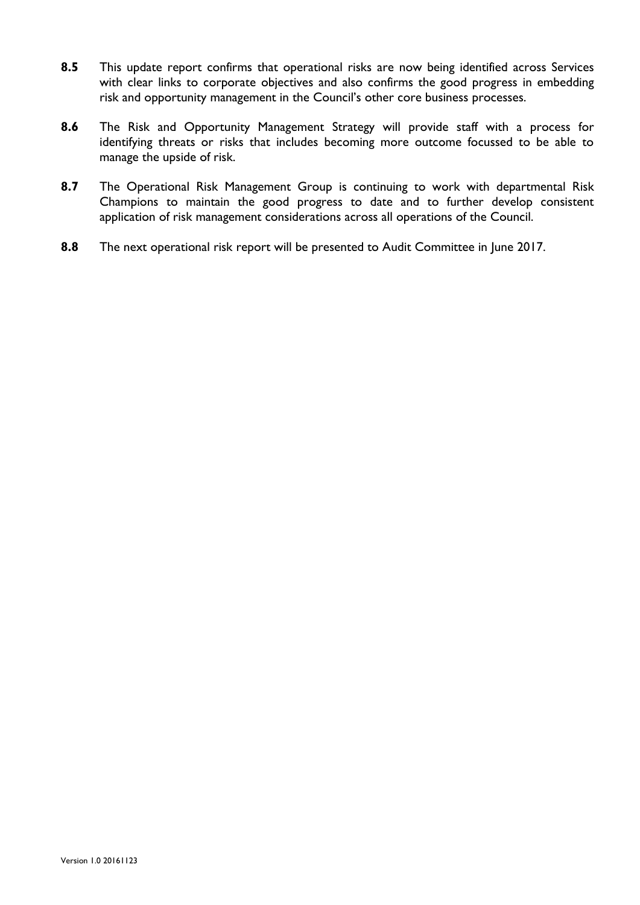**8.5** This update report confirms that operational risks are now being identified across Services with clear links to corporate objectives and also confirms the good progress in embedding risk and opportunity management in the Council's other core business processes.

**8.6** The Risk and Opportunity Management Strategy will provide staff with a process for identifying threats or risks that includes becoming more outcome focussed to be able to manage the upside of risk.

**8.7** The Operational Risk Management Group is continuing to work with departmental Risk Champions to maintain the good progress to date and to further develop consistent application of risk management considerations across all operations of the Council.

**8.8** The next operational risk report will be presented to Audit Committee in June 2017.